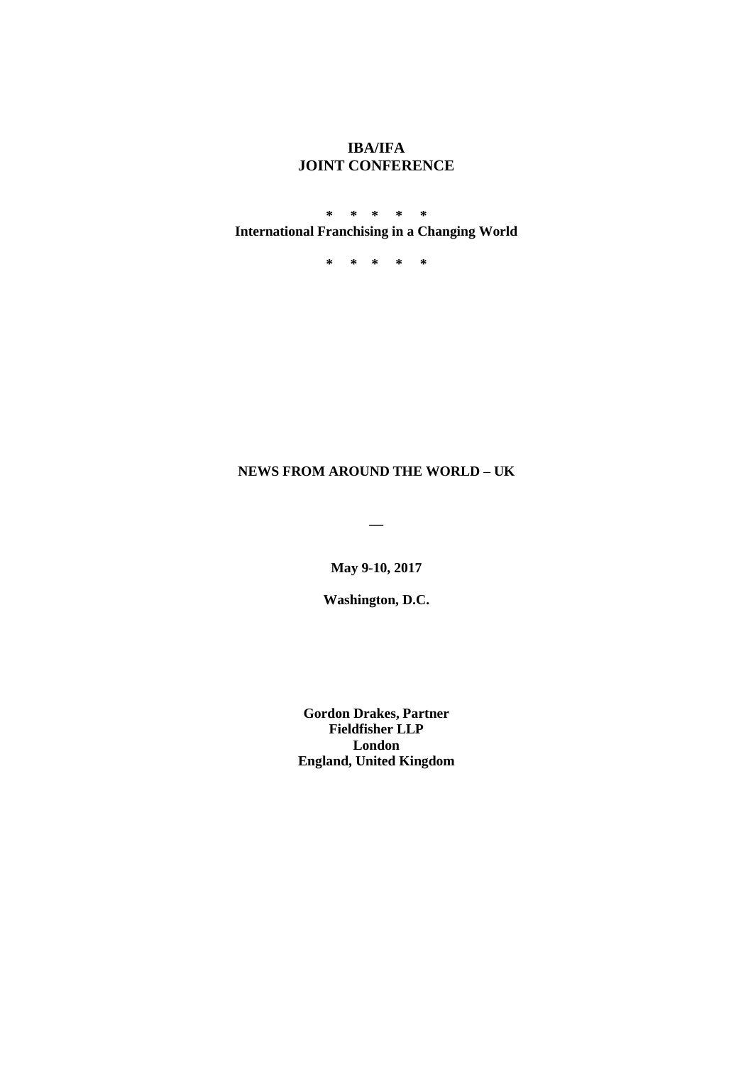**IBA/IFA**
**JOINT CONFERENCE**

**\* \* \* \* \***
**International Franchising in a Changing World**

**\* \* \* \* \***

**NEWS FROM AROUND THE WORLD – UK**

—

**May 9-10, 2017**

**Washington, D.C.**

**Gordon Drakes, Partner**
**Fieldfisher LLP**
**London**
**England, United Kingdom**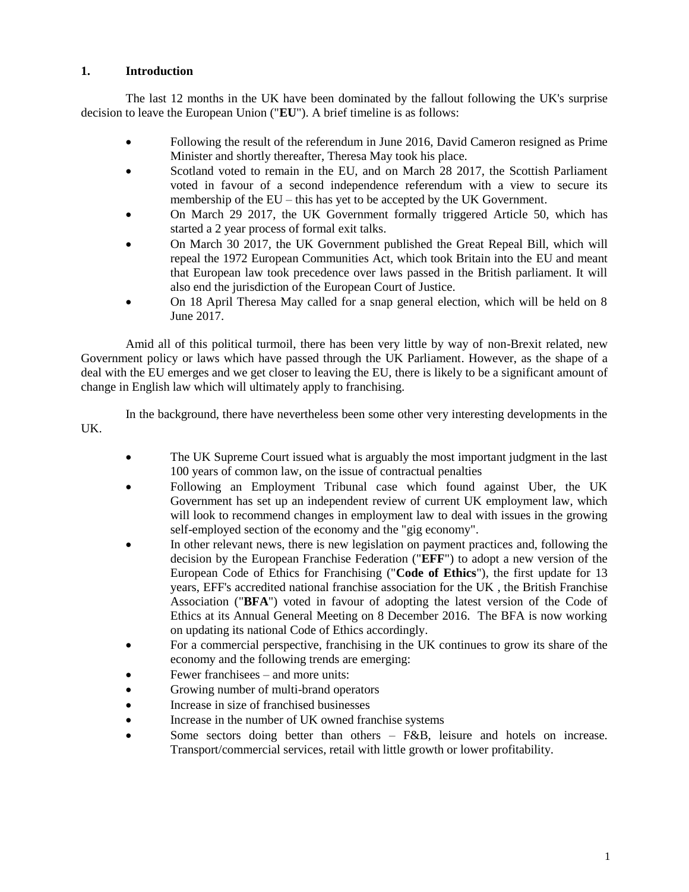## 1. Introduction

The last 12 months in the UK have been dominated by the fallout following the UK's surprise decision to leave the European Union ("**EU**"). A brief timeline is as follows:

- Following the result of the referendum in June 2016, David Cameron resigned as Prime Minister and shortly thereafter, Theresa May took his place.
- Scotland voted to remain in the EU, and on March 28 2017, the Scottish Parliament voted in favour of a second independence referendum with a view to secure its membership of the EU – this has yet to be accepted by the UK Government.
- On March 29 2017, the UK Government formally triggered Article 50, which has started a 2 year process of formal exit talks.
- On March 30 2017, the UK Government published the Great Repeal Bill, which will repeal the 1972 European Communities Act, which took Britain into the EU and meant that European law took precedence over laws passed in the British parliament. It will also end the jurisdiction of the European Court of Justice.
- On 18 April Theresa May called for a snap general election, which will be held on 8 June 2017.

Amid all of this political turmoil, there has been very little by way of non-Brexit related, new Government policy or laws which have passed through the UK Parliament. However, as the shape of a deal with the EU emerges and we get closer to leaving the EU, there is likely to be a significant amount of change in English law which will ultimately apply to franchising.

In the background, there have nevertheless been some other very interesting developments in the UK.

- The UK Supreme Court issued what is arguably the most important judgment in the last 100 years of common law, on the issue of contractual penalties
- Following an Employment Tribunal case which found against Uber, the UK Government has set up an independent review of current UK employment law, which will look to recommend changes in employment law to deal with issues in the growing self-employed section of the economy and the "gig economy".
- In other relevant news, there is new legislation on payment practices and, following the decision by the European Franchise Federation ("**EFF**") to adopt a new version of the European Code of Ethics for Franchising ("**Code of Ethics**"), the first update for 13 years, EFF's accredited national franchise association for the UK , the British Franchise Association ("**BFA**") voted in favour of adopting the latest version of the Code of Ethics at its Annual General Meeting on 8 December 2016. The BFA is now working on updating its national Code of Ethics accordingly.
- For a commercial perspective, franchising in the UK continues to grow its share of the economy and the following trends are emerging:
- Fewer franchisees – and more units:
- Growing number of multi-brand operators
- Increase in size of franchised businesses
- Increase in the number of UK owned franchise systems
- Some sectors doing better than others – F&B, leisure and hotels on increase. Transport/commercial services, retail with little growth or lower profitability.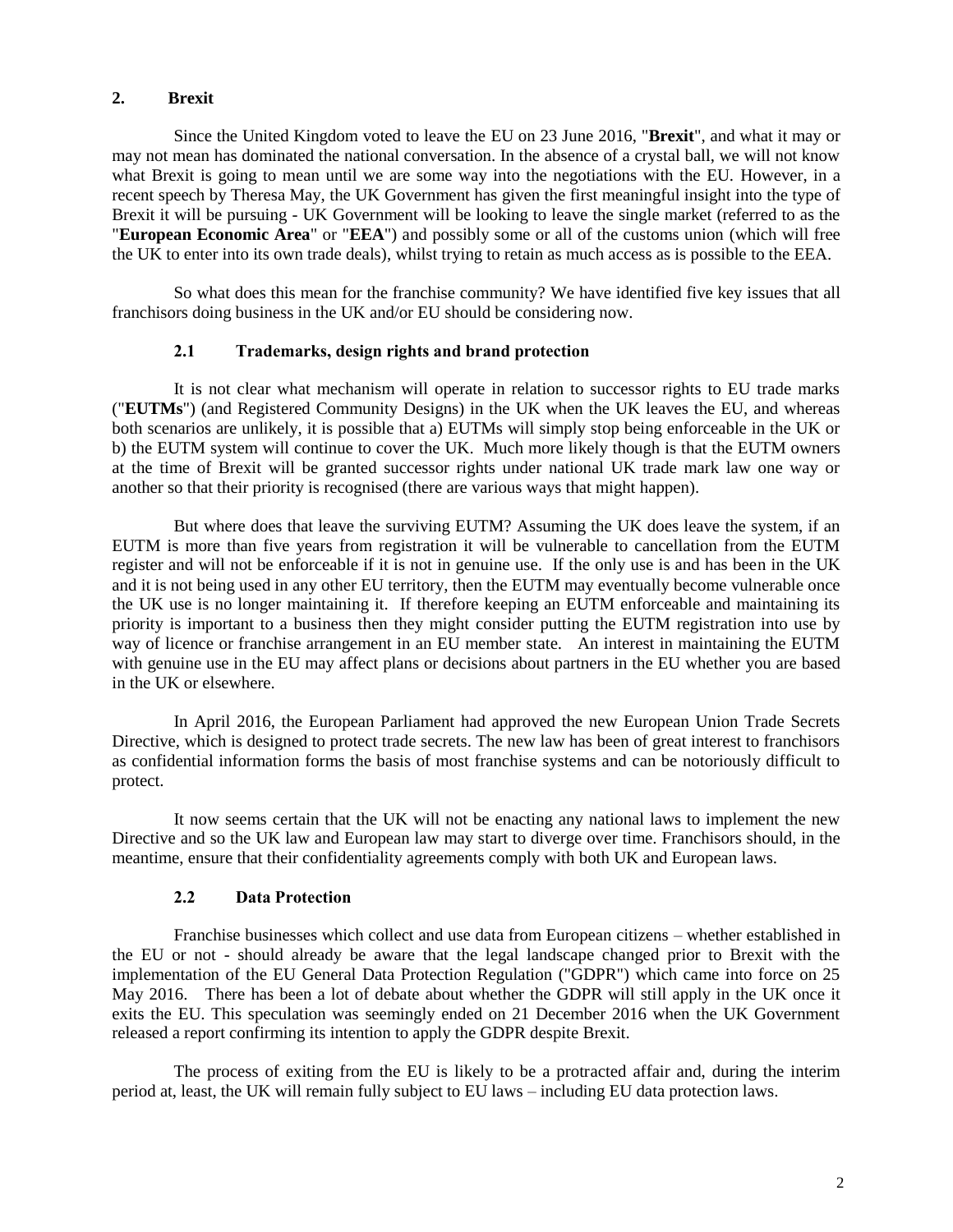## 2. Brexit

Since the United Kingdom voted to leave the EU on 23 June 2016, "**Brexit**", and what it may or may not mean has dominated the national conversation. In the absence of a crystal ball, we will not know what Brexit is going to mean until we are some way into the negotiations with the EU. However, in a recent speech by Theresa May, the UK Government has given the first meaningful insight into the type of Brexit it will be pursuing - UK Government will be looking to leave the single market (referred to as the "**European Economic Area**" or "**EEA**") and possibly some or all of the customs union (which will free the UK to enter into its own trade deals), whilst trying to retain as much access as is possible to the EEA.

So what does this mean for the franchise community? We have identified five key issues that all franchisors doing business in the UK and/or EU should be considering now.

### 2.1 Trademarks, design rights and brand protection

It is not clear what mechanism will operate in relation to successor rights to EU trade marks ("**EUTMs**") (and Registered Community Designs) in the UK when the UK leaves the EU, and whereas both scenarios are unlikely, it is possible that a) EUTMs will simply stop being enforceable in the UK or b) the EUTM system will continue to cover the UK. Much more likely though is that the EUTM owners at the time of Brexit will be granted successor rights under national UK trade mark law one way or another so that their priority is recognised (there are various ways that might happen).

But where does that leave the surviving EUTM? Assuming the UK does leave the system, if an EUTM is more than five years from registration it will be vulnerable to cancellation from the EUTM register and will not be enforceable if it is not in genuine use. If the only use is and has been in the UK and it is not being used in any other EU territory, then the EUTM may eventually become vulnerable once the UK use is no longer maintaining it. If therefore keeping an EUTM enforceable and maintaining its priority is important to a business then they might consider putting the EUTM registration into use by way of licence or franchise arrangement in an EU member state. An interest in maintaining the EUTM with genuine use in the EU may affect plans or decisions about partners in the EU whether you are based in the UK or elsewhere.

In April 2016, the European Parliament had approved the new European Union Trade Secrets Directive, which is designed to protect trade secrets. The new law has been of great interest to franchisors as confidential information forms the basis of most franchise systems and can be notoriously difficult to protect.

It now seems certain that the UK will not be enacting any national laws to implement the new Directive and so the UK law and European law may start to diverge over time. Franchisors should, in the meantime, ensure that their confidentiality agreements comply with both UK and European laws.

### 2.2 Data Protection

Franchise businesses which collect and use data from European citizens – whether established in the EU or not - should already be aware that the legal landscape changed prior to Brexit with the implementation of the EU General Data Protection Regulation ("GDPR") which came into force on 25 May 2016. There has been a lot of debate about whether the GDPR will still apply in the UK once it exits the EU. This speculation was seemingly ended on 21 December 2016 when the UK Government released a report confirming its intention to apply the GDPR despite Brexit.

The process of exiting from the EU is likely to be a protracted affair and, during the interim period at, least, the UK will remain fully subject to EU laws – including EU data protection laws.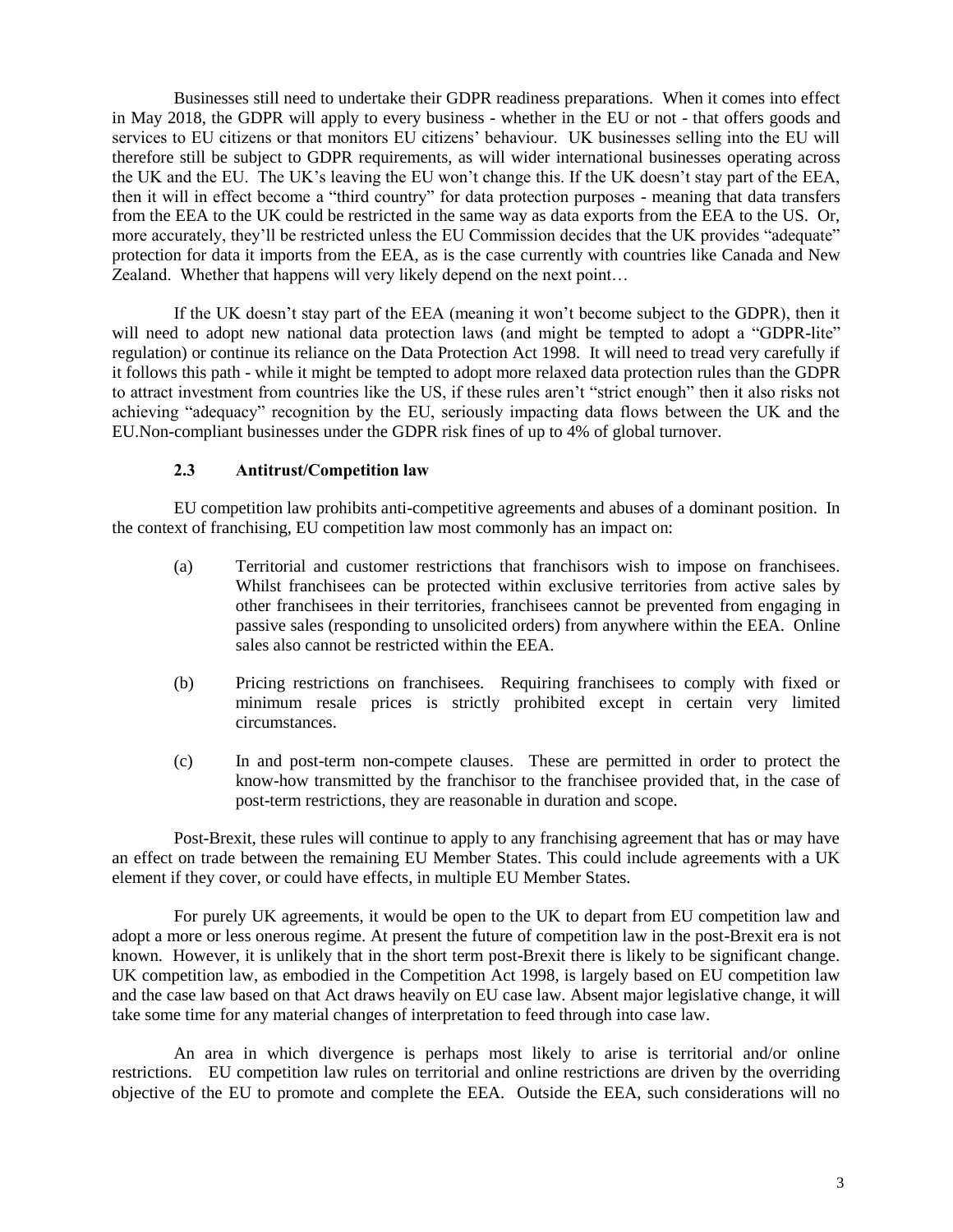Businesses still need to undertake their GDPR readiness preparations. When it comes into effect in May 2018, the GDPR will apply to every business - whether in the EU or not - that offers goods and services to EU citizens or that monitors EU citizens' behaviour. UK businesses selling into the EU will therefore still be subject to GDPR requirements, as will wider international businesses operating across the UK and the EU. The UK's leaving the EU won't change this. If the UK doesn't stay part of the EEA, then it will in effect become a "third country" for data protection purposes - meaning that data transfers from the EEA to the UK could be restricted in the same way as data exports from the EEA to the US. Or, more accurately, they'll be restricted unless the EU Commission decides that the UK provides "adequate" protection for data it imports from the EEA, as is the case currently with countries like Canada and New Zealand. Whether that happens will very likely depend on the next point…

If the UK doesn't stay part of the EEA (meaning it won't become subject to the GDPR), then it will need to adopt new national data protection laws (and might be tempted to adopt a "GDPR-lite" regulation) or continue its reliance on the Data Protection Act 1998. It will need to tread very carefully if it follows this path - while it might be tempted to adopt more relaxed data protection rules than the GDPR to attract investment from countries like the US, if these rules aren't "strict enough" then it also risks not achieving "adequacy" recognition by the EU, seriously impacting data flows between the UK and the EU.Non-compliant businesses under the GDPR risk fines of up to 4% of global turnover.

### 2.3 Antitrust/Competition law

EU competition law prohibits anti-competitive agreements and abuses of a dominant position. In the context of franchising, EU competition law most commonly has an impact on:

(a) Territorial and customer restrictions that franchisors wish to impose on franchisees. Whilst franchisees can be protected within exclusive territories from active sales by other franchisees in their territories, franchisees cannot be prevented from engaging in passive sales (responding to unsolicited orders) from anywhere within the EEA. Online sales also cannot be restricted within the EEA.

(b) Pricing restrictions on franchisees. Requiring franchisees to comply with fixed or minimum resale prices is strictly prohibited except in certain very limited circumstances.

(c) In and post-term non-compete clauses. These are permitted in order to protect the know-how transmitted by the franchisor to the franchisee provided that, in the case of post-term restrictions, they are reasonable in duration and scope.

Post-Brexit, these rules will continue to apply to any franchising agreement that has or may have an effect on trade between the remaining EU Member States. This could include agreements with a UK element if they cover, or could have effects, in multiple EU Member States.

For purely UK agreements, it would be open to the UK to depart from EU competition law and adopt a more or less onerous regime. At present the future of competition law in the post-Brexit era is not known. However, it is unlikely that in the short term post-Brexit there is likely to be significant change. UK competition law, as embodied in the Competition Act 1998, is largely based on EU competition law and the case law based on that Act draws heavily on EU case law. Absent major legislative change, it will take some time for any material changes of interpretation to feed through into case law.

An area in which divergence is perhaps most likely to arise is territorial and/or online restrictions. EU competition law rules on territorial and online restrictions are driven by the overriding objective of the EU to promote and complete the EEA. Outside the EEA, such considerations will no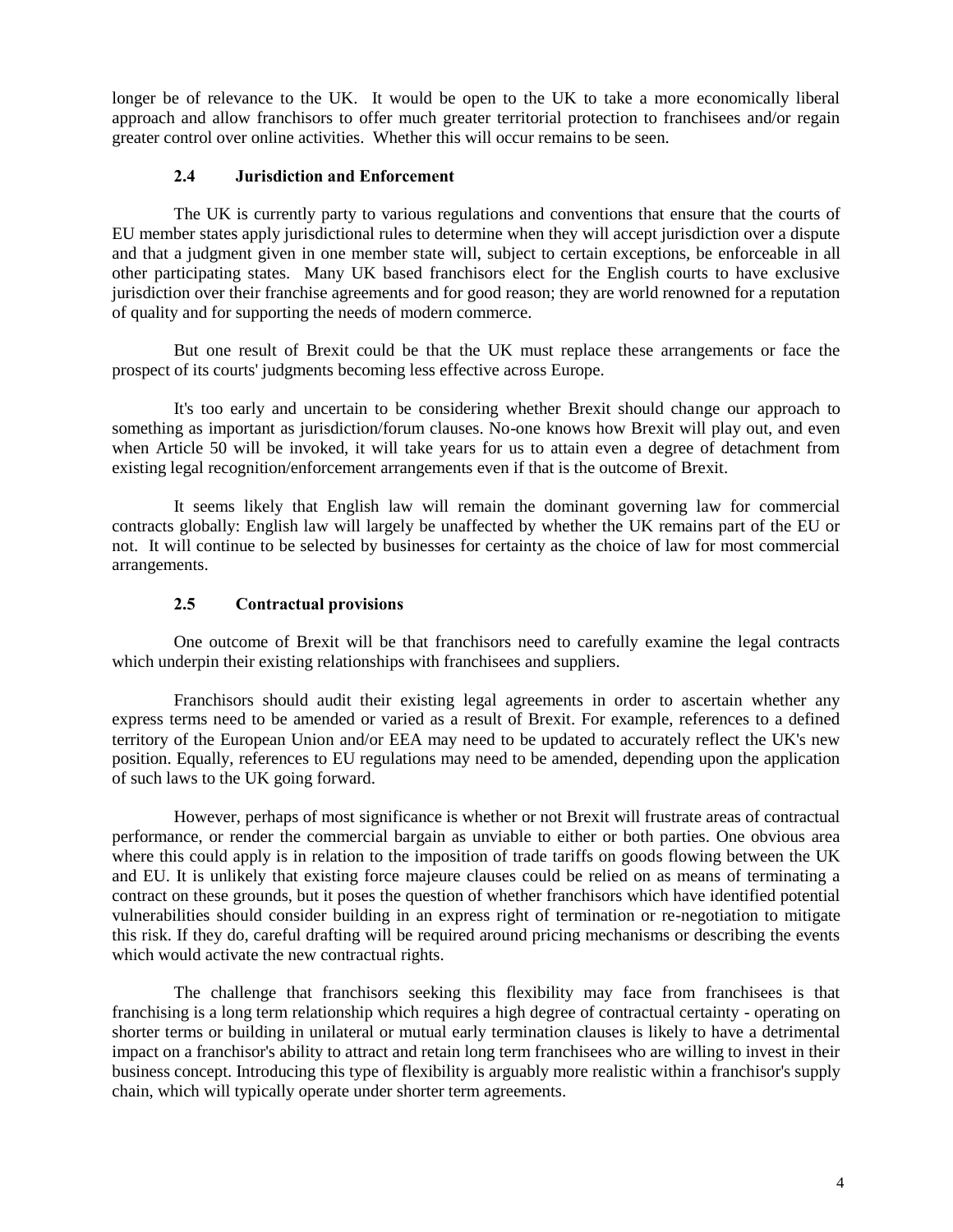longer be of relevance to the UK. It would be open to the UK to take a more economically liberal approach and allow franchisors to offer much greater territorial protection to franchisees and/or regain greater control over online activities. Whether this will occur remains to be seen.

### 2.4 Jurisdiction and Enforcement

The UK is currently party to various regulations and conventions that ensure that the courts of EU member states apply jurisdictional rules to determine when they will accept jurisdiction over a dispute and that a judgment given in one member state will, subject to certain exceptions, be enforceable in all other participating states. Many UK based franchisors elect for the English courts to have exclusive jurisdiction over their franchise agreements and for good reason; they are world renowned for a reputation of quality and for supporting the needs of modern commerce.

But one result of Brexit could be that the UK must replace these arrangements or face the prospect of its courts' judgments becoming less effective across Europe.

It's too early and uncertain to be considering whether Brexit should change our approach to something as important as jurisdiction/forum clauses. No-one knows how Brexit will play out, and even when Article 50 will be invoked, it will take years for us to attain even a degree of detachment from existing legal recognition/enforcement arrangements even if that is the outcome of Brexit.

It seems likely that English law will remain the dominant governing law for commercial contracts globally: English law will largely be unaffected by whether the UK remains part of the EU or not. It will continue to be selected by businesses for certainty as the choice of law for most commercial arrangements.

### 2.5 Contractual provisions

One outcome of Brexit will be that franchisors need to carefully examine the legal contracts which underpin their existing relationships with franchisees and suppliers.

Franchisors should audit their existing legal agreements in order to ascertain whether any express terms need to be amended or varied as a result of Brexit. For example, references to a defined territory of the European Union and/or EEA may need to be updated to accurately reflect the UK's new position. Equally, references to EU regulations may need to be amended, depending upon the application of such laws to the UK going forward.

However, perhaps of most significance is whether or not Brexit will frustrate areas of contractual performance, or render the commercial bargain as unviable to either or both parties. One obvious area where this could apply is in relation to the imposition of trade tariffs on goods flowing between the UK and EU. It is unlikely that existing force majeure clauses could be relied on as means of terminating a contract on these grounds, but it poses the question of whether franchisors which have identified potential vulnerabilities should consider building in an express right of termination or re-negotiation to mitigate this risk. If they do, careful drafting will be required around pricing mechanisms or describing the events which would activate the new contractual rights.

The challenge that franchisors seeking this flexibility may face from franchisees is that franchising is a long term relationship which requires a high degree of contractual certainty - operating on shorter terms or building in unilateral or mutual early termination clauses is likely to have a detrimental impact on a franchisor's ability to attract and retain long term franchisees who are willing to invest in their business concept. Introducing this type of flexibility is arguably more realistic within a franchisor's supply chain, which will typically operate under shorter term agreements.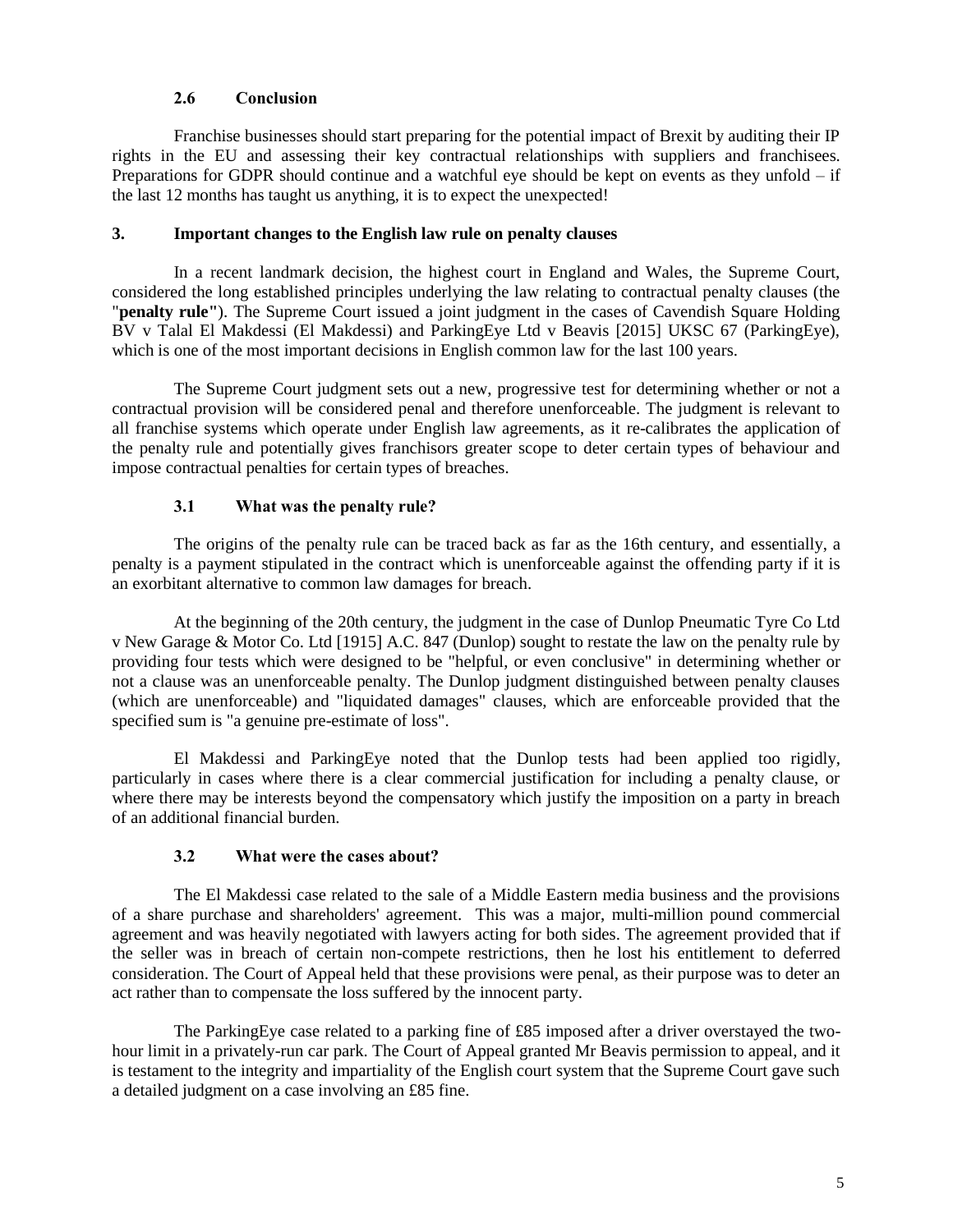### 2.6 Conclusion

Franchise businesses should start preparing for the potential impact of Brexit by auditing their IP rights in the EU and assessing their key contractual relationships with suppliers and franchisees. Preparations for GDPR should continue and a watchful eye should be kept on events as they unfold – if the last 12 months has taught us anything, it is to expect the unexpected!

## 3. Important changes to the English law rule on penalty clauses

In a recent landmark decision, the highest court in England and Wales, the Supreme Court, considered the long established principles underlying the law relating to contractual penalty clauses (the "**penalty rule**"). The Supreme Court issued a joint judgment in the cases of Cavendish Square Holding BV v Talal El Makdessi (El Makdessi) and ParkingEye Ltd v Beavis [2015] UKSC 67 (ParkingEye), which is one of the most important decisions in English common law for the last 100 years.

The Supreme Court judgment sets out a new, progressive test for determining whether or not a contractual provision will be considered penal and therefore unenforceable. The judgment is relevant to all franchise systems which operate under English law agreements, as it re-calibrates the application of the penalty rule and potentially gives franchisors greater scope to deter certain types of behaviour and impose contractual penalties for certain types of breaches.

### 3.1 What was the penalty rule?

The origins of the penalty rule can be traced back as far as the 16th century, and essentially, a penalty is a payment stipulated in the contract which is unenforceable against the offending party if it is an exorbitant alternative to common law damages for breach.

At the beginning of the 20th century, the judgment in the case of Dunlop Pneumatic Tyre Co Ltd v New Garage & Motor Co. Ltd [1915] A.C. 847 (Dunlop) sought to restate the law on the penalty rule by providing four tests which were designed to be "helpful, or even conclusive" in determining whether or not a clause was an unenforceable penalty. The Dunlop judgment distinguished between penalty clauses (which are unenforceable) and "liquidated damages" clauses, which are enforceable provided that the specified sum is "a genuine pre-estimate of loss".

El Makdessi and ParkingEye noted that the Dunlop tests had been applied too rigidly, particularly in cases where there is a clear commercial justification for including a penalty clause, or where there may be interests beyond the compensatory which justify the imposition on a party in breach of an additional financial burden.

### 3.2 What were the cases about?

The El Makdessi case related to the sale of a Middle Eastern media business and the provisions of a share purchase and shareholders' agreement. This was a major, multi-million pound commercial agreement and was heavily negotiated with lawyers acting for both sides. The agreement provided that if the seller was in breach of certain non-compete restrictions, then he lost his entitlement to deferred consideration. The Court of Appeal held that these provisions were penal, as their purpose was to deter an act rather than to compensate the loss suffered by the innocent party.

The ParkingEye case related to a parking fine of £85 imposed after a driver overstayed the two-hour limit in a privately-run car park. The Court of Appeal granted Mr Beavis permission to appeal, and it is testament to the integrity and impartiality of the English court system that the Supreme Court gave such a detailed judgment on a case involving an £85 fine.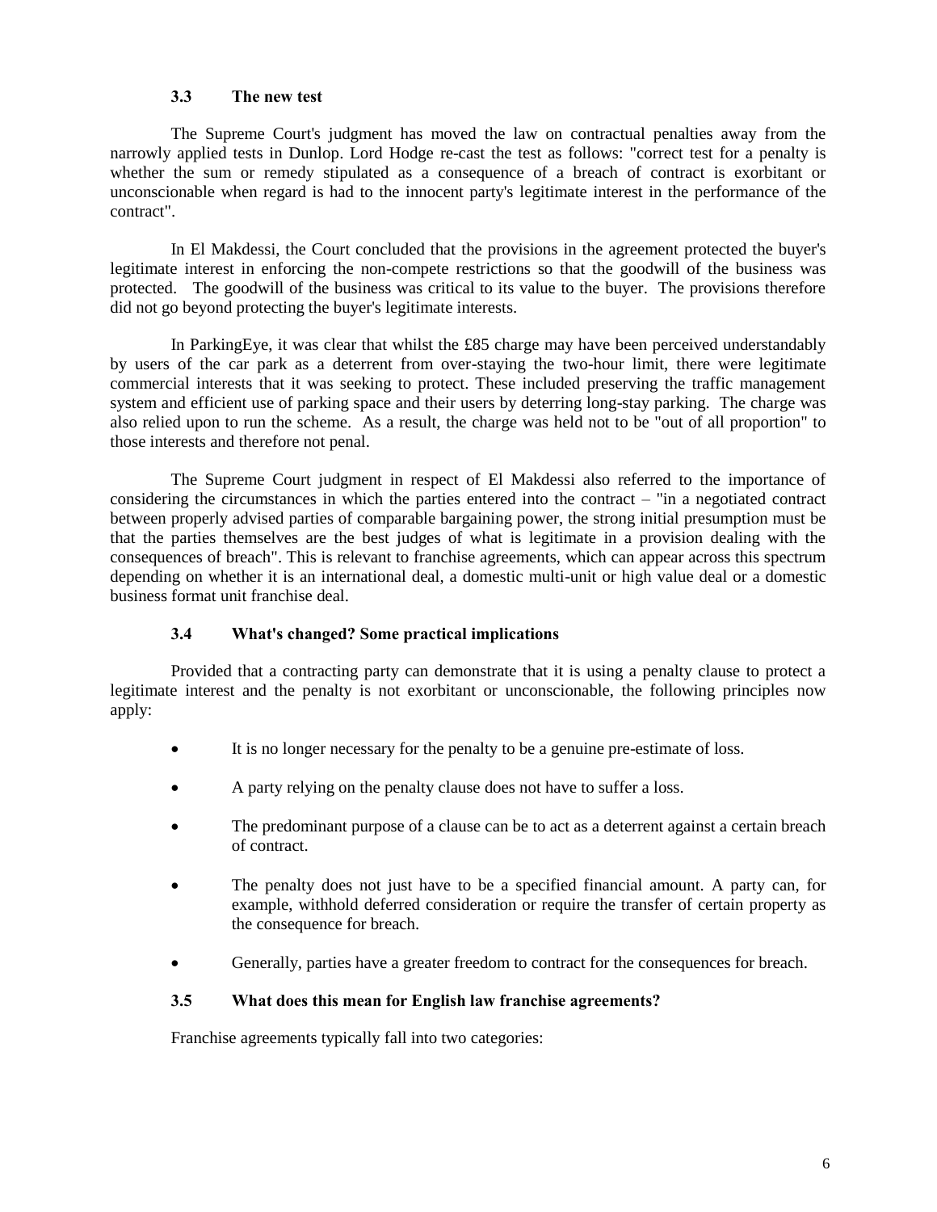### 3.3 The new test

The Supreme Court's judgment has moved the law on contractual penalties away from the narrowly applied tests in Dunlop. Lord Hodge re-cast the test as follows: "correct test for a penalty is whether the sum or remedy stipulated as a consequence of a breach of contract is exorbitant or unconscionable when regard is had to the innocent party's legitimate interest in the performance of the contract".

In El Makdessi, the Court concluded that the provisions in the agreement protected the buyer's legitimate interest in enforcing the non-compete restrictions so that the goodwill of the business was protected. The goodwill of the business was critical to its value to the buyer. The provisions therefore did not go beyond protecting the buyer's legitimate interests.

In ParkingEye, it was clear that whilst the £85 charge may have been perceived understandably by users of the car park as a deterrent from over-staying the two-hour limit, there were legitimate commercial interests that it was seeking to protect. These included preserving the traffic management system and efficient use of parking space and their users by deterring long-stay parking. The charge was also relied upon to run the scheme. As a result, the charge was held not to be "out of all proportion" to those interests and therefore not penal.

The Supreme Court judgment in respect of El Makdessi also referred to the importance of considering the circumstances in which the parties entered into the contract – "in a negotiated contract between properly advised parties of comparable bargaining power, the strong initial presumption must be that the parties themselves are the best judges of what is legitimate in a provision dealing with the consequences of breach". This is relevant to franchise agreements, which can appear across this spectrum depending on whether it is an international deal, a domestic multi-unit or high value deal or a domestic business format unit franchise deal.

### 3.4 What's changed? Some practical implications

Provided that a contracting party can demonstrate that it is using a penalty clause to protect a legitimate interest and the penalty is not exorbitant or unconscionable, the following principles now apply:

- It is no longer necessary for the penalty to be a genuine pre-estimate of loss.
- A party relying on the penalty clause does not have to suffer a loss.
- The predominant purpose of a clause can be to act as a deterrent against a certain breach of contract.
- The penalty does not just have to be a specified financial amount. A party can, for example, withhold deferred consideration or require the transfer of certain property as the consequence for breach.
- Generally, parties have a greater freedom to contract for the consequences for breach.

### 3.5 What does this mean for English law franchise agreements?

Franchise agreements typically fall into two categories: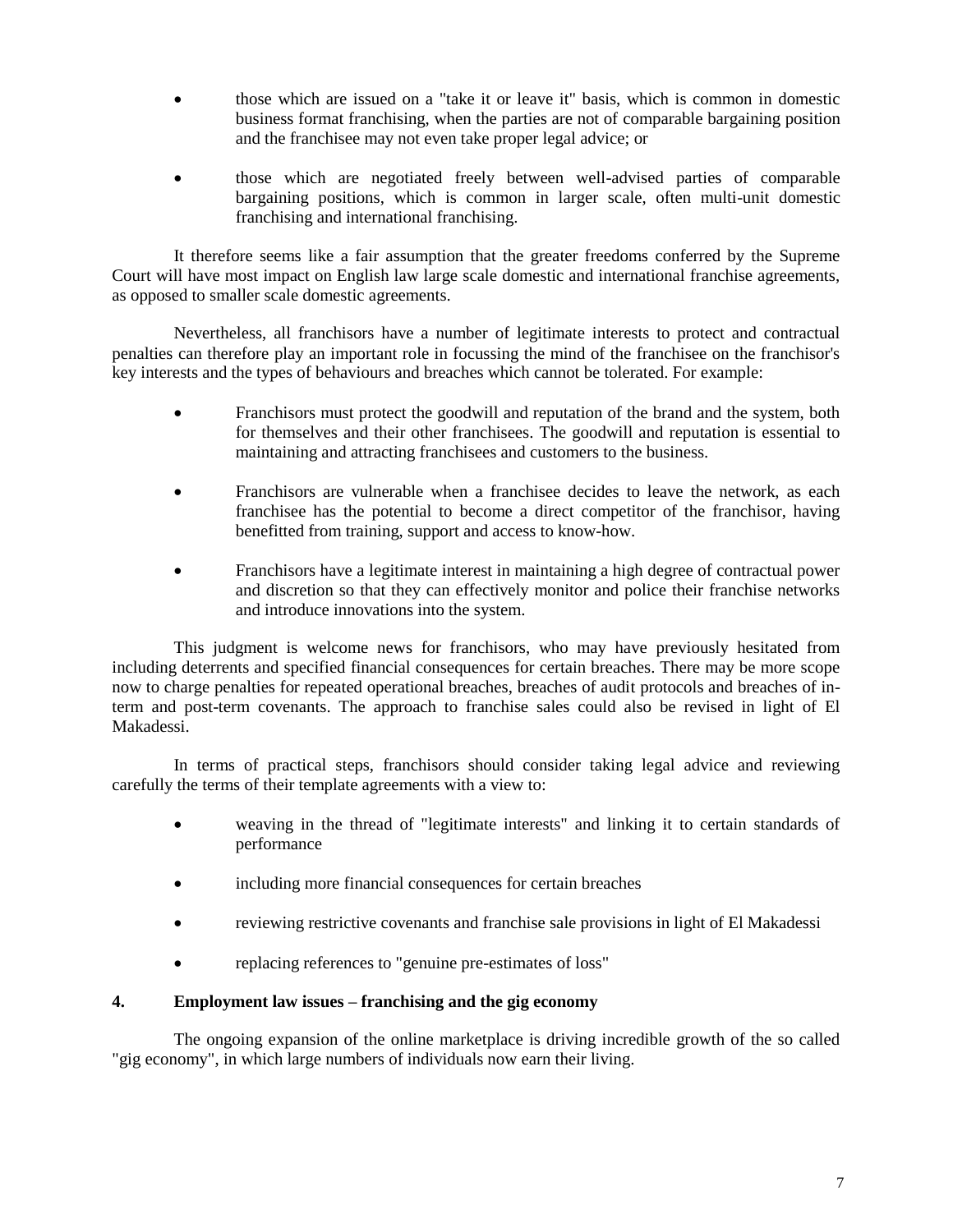- those which are issued on a "take it or leave it" basis, which is common in domestic business format franchising, when the parties are not of comparable bargaining position and the franchisee may not even take proper legal advice; or

- those which are negotiated freely between well-advised parties of comparable bargaining positions, which is common in larger scale, often multi-unit domestic franchising and international franchising.

It therefore seems like a fair assumption that the greater freedoms conferred by the Supreme Court will have most impact on English law large scale domestic and international franchise agreements, as opposed to smaller scale domestic agreements.

Nevertheless, all franchisors have a number of legitimate interests to protect and contractual penalties can therefore play an important role in focussing the mind of the franchisee on the franchisor's key interests and the types of behaviours and breaches which cannot be tolerated. For example:

- Franchisors must protect the goodwill and reputation of the brand and the system, both for themselves and their other franchisees. The goodwill and reputation is essential to maintaining and attracting franchisees and customers to the business.

- Franchisors are vulnerable when a franchisee decides to leave the network, as each franchisee has the potential to become a direct competitor of the franchisor, having benefitted from training, support and access to know-how.

- Franchisors have a legitimate interest in maintaining a high degree of contractual power and discretion so that they can effectively monitor and police their franchise networks and introduce innovations into the system.

This judgment is welcome news for franchisors, who may have previously hesitated from including deterrents and specified financial consequences for certain breaches. There may be more scope now to charge penalties for repeated operational breaches, breaches of audit protocols and breaches of in-term and post-term covenants. The approach to franchise sales could also be revised in light of El Makadessi.

In terms of practical steps, franchisors should consider taking legal advice and reviewing carefully the terms of their template agreements with a view to:

- weaving in the thread of "legitimate interests" and linking it to certain standards of performance

- including more financial consequences for certain breaches

- reviewing restrictive covenants and franchise sale provisions in light of El Makadessi

- replacing references to "genuine pre-estimates of loss"

## 4. Employment law issues – franchising and the gig economy

The ongoing expansion of the online marketplace is driving incredible growth of the so called "gig economy", in which large numbers of individuals now earn their living.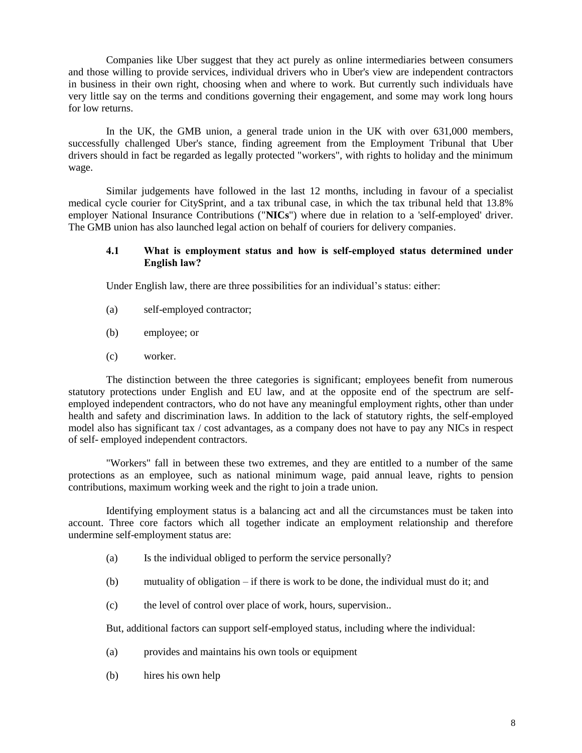Companies like Uber suggest that they act purely as online intermediaries between consumers and those willing to provide services, individual drivers who in Uber's view are independent contractors in business in their own right, choosing when and where to work. But currently such individuals have very little say on the terms and conditions governing their engagement, and some may work long hours for low returns.

In the UK, the GMB union, a general trade union in the UK with over 631,000 members, successfully challenged Uber's stance, finding agreement from the Employment Tribunal that Uber drivers should in fact be regarded as legally protected "workers", with rights to holiday and the minimum wage.

Similar judgements have followed in the last 12 months, including in favour of a specialist medical cycle courier for CitySprint, and a tax tribunal case, in which the tax tribunal held that 13.8% employer National Insurance Contributions ("**NICs**") where due in relation to a 'self-employed' driver. The GMB union has also launched legal action on behalf of couriers for delivery companies.

### 4.1 What is employment status and how is self-employed status determined under English law?

Under English law, there are three possibilities for an individual's status: either:

(a) self-employed contractor;

(b) employee; or

(c) worker.

The distinction between the three categories is significant; employees benefit from numerous statutory protections under English and EU law, and at the opposite end of the spectrum are self-employed independent contractors, who do not have any meaningful employment rights, other than under health and safety and discrimination laws. In addition to the lack of statutory rights, the self-employed model also has significant tax / cost advantages, as a company does not have to pay any NICs in respect of self- employed independent contractors.

"Workers" fall in between these two extremes, and they are entitled to a number of the same protections as an employee, such as national minimum wage, paid annual leave, rights to pension contributions, maximum working week and the right to join a trade union.

Identifying employment status is a balancing act and all the circumstances must be taken into account. Three core factors which all together indicate an employment relationship and therefore undermine self-employment status are:

(a) Is the individual obliged to perform the service personally?

(b) mutuality of obligation – if there is work to be done, the individual must do it; and

(c) the level of control over place of work, hours, supervision..

But, additional factors can support self-employed status, including where the individual:

(a) provides and maintains his own tools or equipment

(b) hires his own help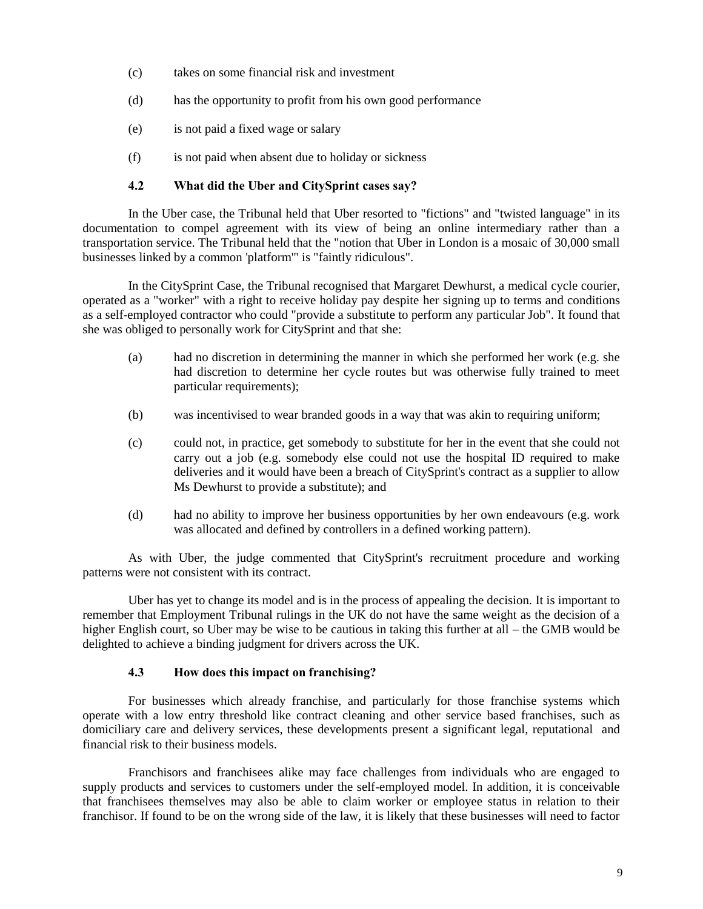(c) takes on some financial risk and investment

(d) has the opportunity to profit from his own good performance

(e) is not paid a fixed wage or salary

(f) is not paid when absent due to holiday or sickness

### 4.2 What did the Uber and CitySprint cases say?

In the Uber case, the Tribunal held that Uber resorted to "fictions" and "twisted language" in its documentation to compel agreement with its view of being an online intermediary rather than a transportation service. The Tribunal held that the "notion that Uber in London is a mosaic of 30,000 small businesses linked by a common 'platform'" is "faintly ridiculous".

In the CitySprint Case, the Tribunal recognised that Margaret Dewhurst, a medical cycle courier, operated as a "worker" with a right to receive holiday pay despite her signing up to terms and conditions as a self-employed contractor who could "provide a substitute to perform any particular Job". It found that she was obliged to personally work for CitySprint and that she:

(a) had no discretion in determining the manner in which she performed her work (e.g. she had discretion to determine her cycle routes but was otherwise fully trained to meet particular requirements);

(b) was incentivised to wear branded goods in a way that was akin to requiring uniform;

(c) could not, in practice, get somebody to substitute for her in the event that she could not carry out a job (e.g. somebody else could not use the hospital ID required to make deliveries and it would have been a breach of CitySprint's contract as a supplier to allow Ms Dewhurst to provide a substitute); and

(d) had no ability to improve her business opportunities by her own endeavours (e.g. work was allocated and defined by controllers in a defined working pattern).

As with Uber, the judge commented that CitySprint's recruitment procedure and working patterns were not consistent with its contract.

Uber has yet to change its model and is in the process of appealing the decision. It is important to remember that Employment Tribunal rulings in the UK do not have the same weight as the decision of a higher English court, so Uber may be wise to be cautious in taking this further at all – the GMB would be delighted to achieve a binding judgment for drivers across the UK.

### 4.3 How does this impact on franchising?

For businesses which already franchise, and particularly for those franchise systems which operate with a low entry threshold like contract cleaning and other service based franchises, such as domiciliary care and delivery services, these developments present a significant legal, reputational and financial risk to their business models.

Franchisors and franchisees alike may face challenges from individuals who are engaged to supply products and services to customers under the self-employed model. In addition, it is conceivable that franchisees themselves may also be able to claim worker or employee status in relation to their franchisor. If found to be on the wrong side of the law, it is likely that these businesses will need to factor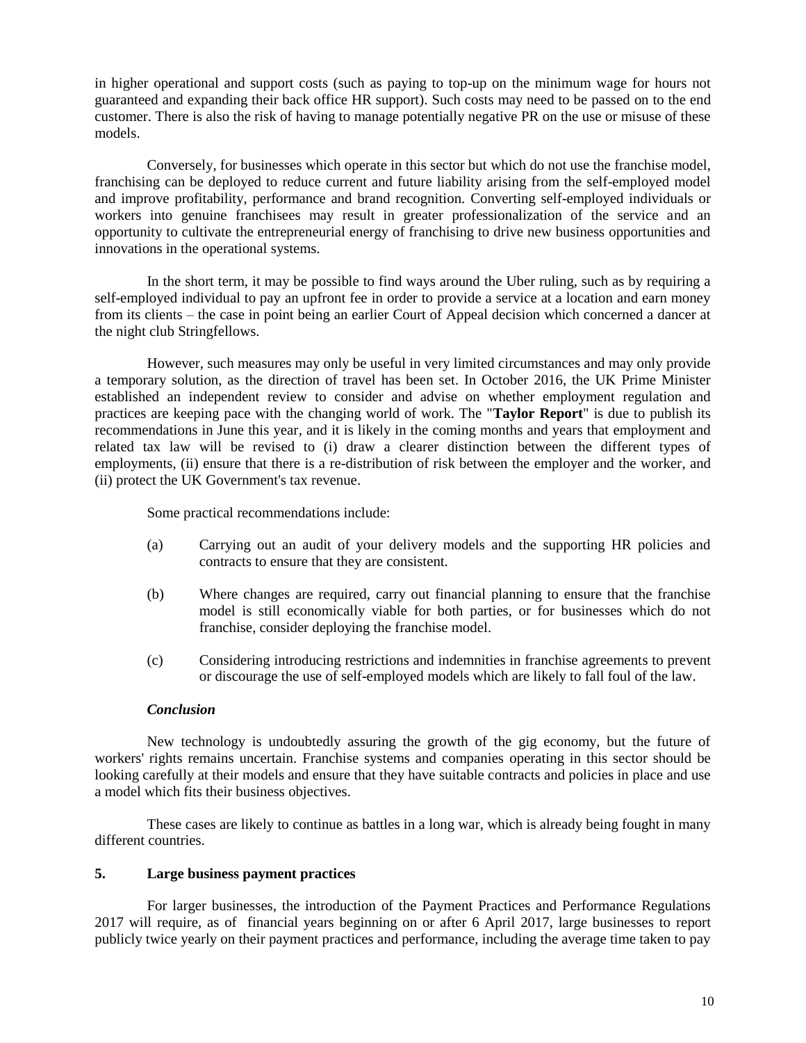in higher operational and support costs (such as paying to top-up on the minimum wage for hours not guaranteed and expanding their back office HR support). Such costs may need to be passed on to the end customer. There is also the risk of having to manage potentially negative PR on the use or misuse of these models.

Conversely, for businesses which operate in this sector but which do not use the franchise model, franchising can be deployed to reduce current and future liability arising from the self-employed model and improve profitability, performance and brand recognition. Converting self-employed individuals or workers into genuine franchisees may result in greater professionalization of the service and an opportunity to cultivate the entrepreneurial energy of franchising to drive new business opportunities and innovations in the operational systems.

In the short term, it may be possible to find ways around the Uber ruling, such as by requiring a self-employed individual to pay an upfront fee in order to provide a service at a location and earn money from its clients – the case in point being an earlier Court of Appeal decision which concerned a dancer at the night club Stringfellows.

However, such measures may only be useful in very limited circumstances and may only provide a temporary solution, as the direction of travel has been set. In October 2016, the UK Prime Minister established an independent review to consider and advise on whether employment regulation and practices are keeping pace with the changing world of work. The "**Taylor Report**" is due to publish its recommendations in June this year, and it is likely in the coming months and years that employment and related tax law will be revised to (i) draw a clearer distinction between the different types of employments, (ii) ensure that there is a re-distribution of risk between the employer and the worker, and (ii) protect the UK Government's tax revenue.

Some practical recommendations include:

(a) Carrying out an audit of your delivery models and the supporting HR policies and contracts to ensure that they are consistent.

(b) Where changes are required, carry out financial planning to ensure that the franchise model is still economically viable for both parties, or for businesses which do not franchise, consider deploying the franchise model.

(c) Considering introducing restrictions and indemnities in franchise agreements to prevent or discourage the use of self-employed models which are likely to fall foul of the law.

***Conclusion***

New technology is undoubtedly assuring the growth of the gig economy, but the future of workers' rights remains uncertain. Franchise systems and companies operating in this sector should be looking carefully at their models and ensure that they have suitable contracts and policies in place and use a model which fits their business objectives.

These cases are likely to continue as battles in a long war, which is already being fought in many different countries.

## 5. Large business payment practices

For larger businesses, the introduction of the Payment Practices and Performance Regulations 2017 will require, as of financial years beginning on or after 6 April 2017, large businesses to report publicly twice yearly on their payment practices and performance, including the average time taken to pay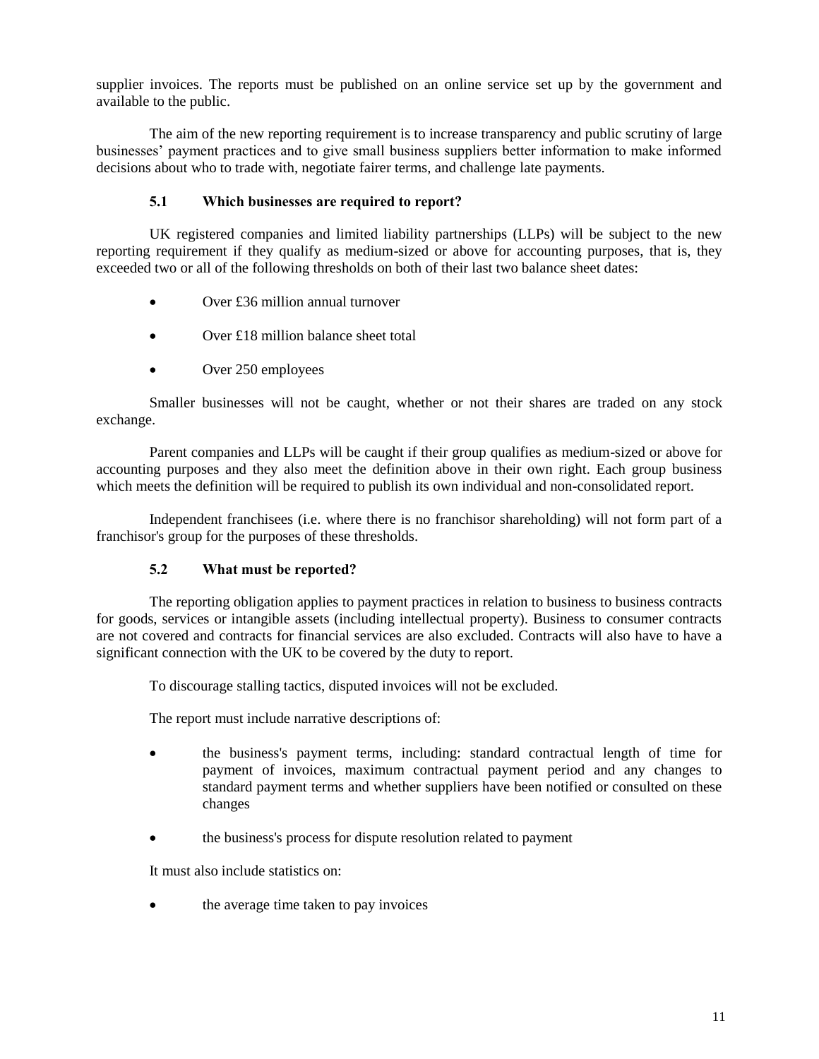supplier invoices. The reports must be published on an online service set up by the government and available to the public.

The aim of the new reporting requirement is to increase transparency and public scrutiny of large businesses' payment practices and to give small business suppliers better information to make informed decisions about who to trade with, negotiate fairer terms, and challenge late payments.

### 5.1 Which businesses are required to report?

UK registered companies and limited liability partnerships (LLPs) will be subject to the new reporting requirement if they qualify as medium-sized or above for accounting purposes, that is, they exceeded two or all of the following thresholds on both of their last two balance sheet dates:

- Over £36 million annual turnover
- Over £18 million balance sheet total
- Over 250 employees

Smaller businesses will not be caught, whether or not their shares are traded on any stock exchange.

Parent companies and LLPs will be caught if their group qualifies as medium-sized or above for accounting purposes and they also meet the definition above in their own right. Each group business which meets the definition will be required to publish its own individual and non-consolidated report.

Independent franchisees (i.e. where there is no franchisor shareholding) will not form part of a franchisor's group for the purposes of these thresholds.

### 5.2 What must be reported?

The reporting obligation applies to payment practices in relation to business to business contracts for goods, services or intangible assets (including intellectual property). Business to consumer contracts are not covered and contracts for financial services are also excluded. Contracts will also have to have a significant connection with the UK to be covered by the duty to report.

To discourage stalling tactics, disputed invoices will not be excluded.

The report must include narrative descriptions of:

- the business's payment terms, including: standard contractual length of time for payment of invoices, maximum contractual payment period and any changes to standard payment terms and whether suppliers have been notified or consulted on these changes
- the business's process for dispute resolution related to payment

It must also include statistics on:

- the average time taken to pay invoices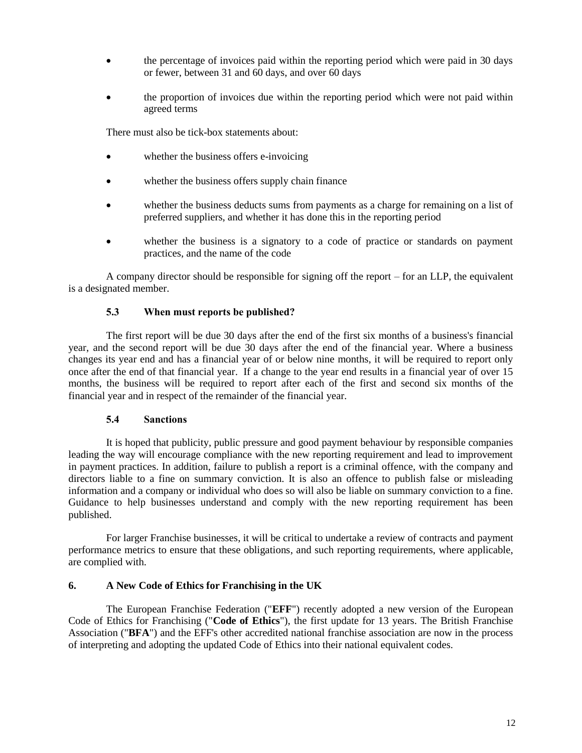- the percentage of invoices paid within the reporting period which were paid in 30 days or fewer, between 31 and 60 days, and over 60 days
- the proportion of invoices due within the reporting period which were not paid within agreed terms

There must also be tick-box statements about:

- whether the business offers e-invoicing
- whether the business offers supply chain finance
- whether the business deducts sums from payments as a charge for remaining on a list of preferred suppliers, and whether it has done this in the reporting period
- whether the business is a signatory to a code of practice or standards on payment practices, and the name of the code

A company director should be responsible for signing off the report – for an LLP, the equivalent is a designated member.

### 5.3 When must reports be published?

The first report will be due 30 days after the end of the first six months of a business's financial year, and the second report will be due 30 days after the end of the financial year. Where a business changes its year end and has a financial year of or below nine months, it will be required to report only once after the end of that financial year. If a change to the year end results in a financial year of over 15 months, the business will be required to report after each of the first and second six months of the financial year and in respect of the remainder of the financial year.

### 5.4 Sanctions

It is hoped that publicity, public pressure and good payment behaviour by responsible companies leading the way will encourage compliance with the new reporting requirement and lead to improvement in payment practices. In addition, failure to publish a report is a criminal offence, with the company and directors liable to a fine on summary conviction. It is also an offence to publish false or misleading information and a company or individual who does so will also be liable on summary conviction to a fine. Guidance to help businesses understand and comply with the new reporting requirement has been published.

For larger Franchise businesses, it will be critical to undertake a review of contracts and payment performance metrics to ensure that these obligations, and such reporting requirements, where applicable, are complied with.

## 6. A New Code of Ethics for Franchising in the UK

The European Franchise Federation ("**EFF**") recently adopted a new version of the European Code of Ethics for Franchising ("**Code of Ethics**"), the first update for 13 years. The British Franchise Association ("**BFA**") and the EFF's other accredited national franchise association are now in the process of interpreting and adopting the updated Code of Ethics into their national equivalent codes.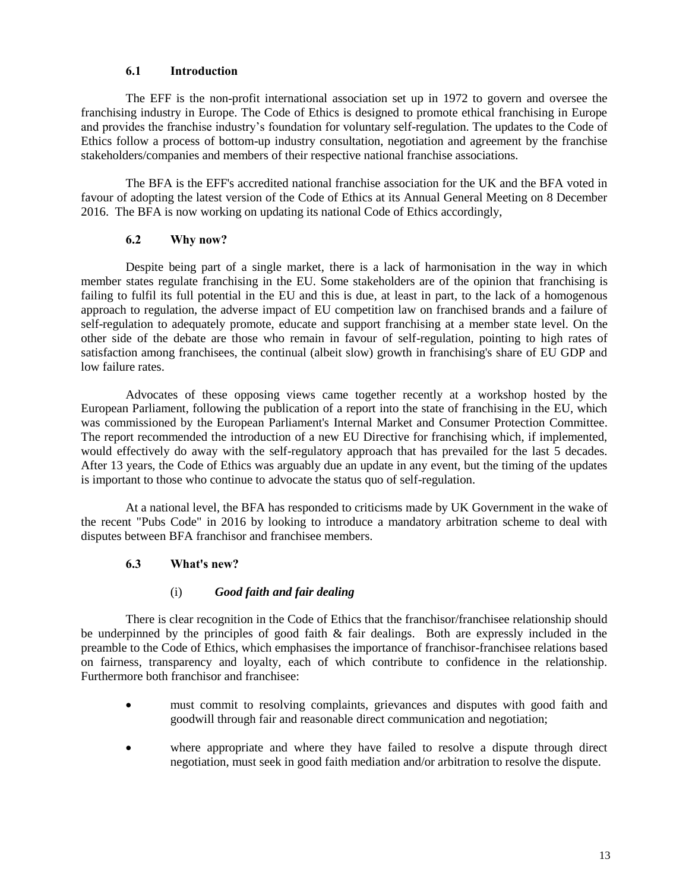### 6.1 Introduction

The EFF is the non-profit international association set up in 1972 to govern and oversee the franchising industry in Europe. The Code of Ethics is designed to promote ethical franchising in Europe and provides the franchise industry's foundation for voluntary self-regulation. The updates to the Code of Ethics follow a process of bottom-up industry consultation, negotiation and agreement by the franchise stakeholders/companies and members of their respective national franchise associations.

The BFA is the EFF's accredited national franchise association for the UK and the BFA voted in favour of adopting the latest version of the Code of Ethics at its Annual General Meeting on 8 December 2016. The BFA is now working on updating its national Code of Ethics accordingly,

### 6.2 Why now?

Despite being part of a single market, there is a lack of harmonisation in the way in which member states regulate franchising in the EU. Some stakeholders are of the opinion that franchising is failing to fulfil its full potential in the EU and this is due, at least in part, to the lack of a homogenous approach to regulation, the adverse impact of EU competition law on franchised brands and a failure of self-regulation to adequately promote, educate and support franchising at a member state level. On the other side of the debate are those who remain in favour of self-regulation, pointing to high rates of satisfaction among franchisees, the continual (albeit slow) growth in franchising's share of EU GDP and low failure rates.

Advocates of these opposing views came together recently at a workshop hosted by the European Parliament, following the publication of a report into the state of franchising in the EU, which was commissioned by the European Parliament's Internal Market and Consumer Protection Committee. The report recommended the introduction of a new EU Directive for franchising which, if implemented, would effectively do away with the self-regulatory approach that has prevailed for the last 5 decades. After 13 years, the Code of Ethics was arguably due an update in any event, but the timing of the updates is important to those who continue to advocate the status quo of self-regulation.

At a national level, the BFA has responded to criticisms made by UK Government in the wake of the recent "Pubs Code" in 2016 by looking to introduce a mandatory arbitration scheme to deal with disputes between BFA franchisor and franchisee members.

### 6.3 What's new?

#### (i) *Good faith and fair dealing*

There is clear recognition in the Code of Ethics that the franchisor/franchisee relationship should be underpinned by the principles of good faith & fair dealings. Both are expressly included in the preamble to the Code of Ethics, which emphasises the importance of franchisor-franchisee relations based on fairness, transparency and loyalty, each of which contribute to confidence in the relationship. Furthermore both franchisor and franchisee:

- must commit to resolving complaints, grievances and disputes with good faith and goodwill through fair and reasonable direct communication and negotiation;
- where appropriate and where they have failed to resolve a dispute through direct negotiation, must seek in good faith mediation and/or arbitration to resolve the dispute.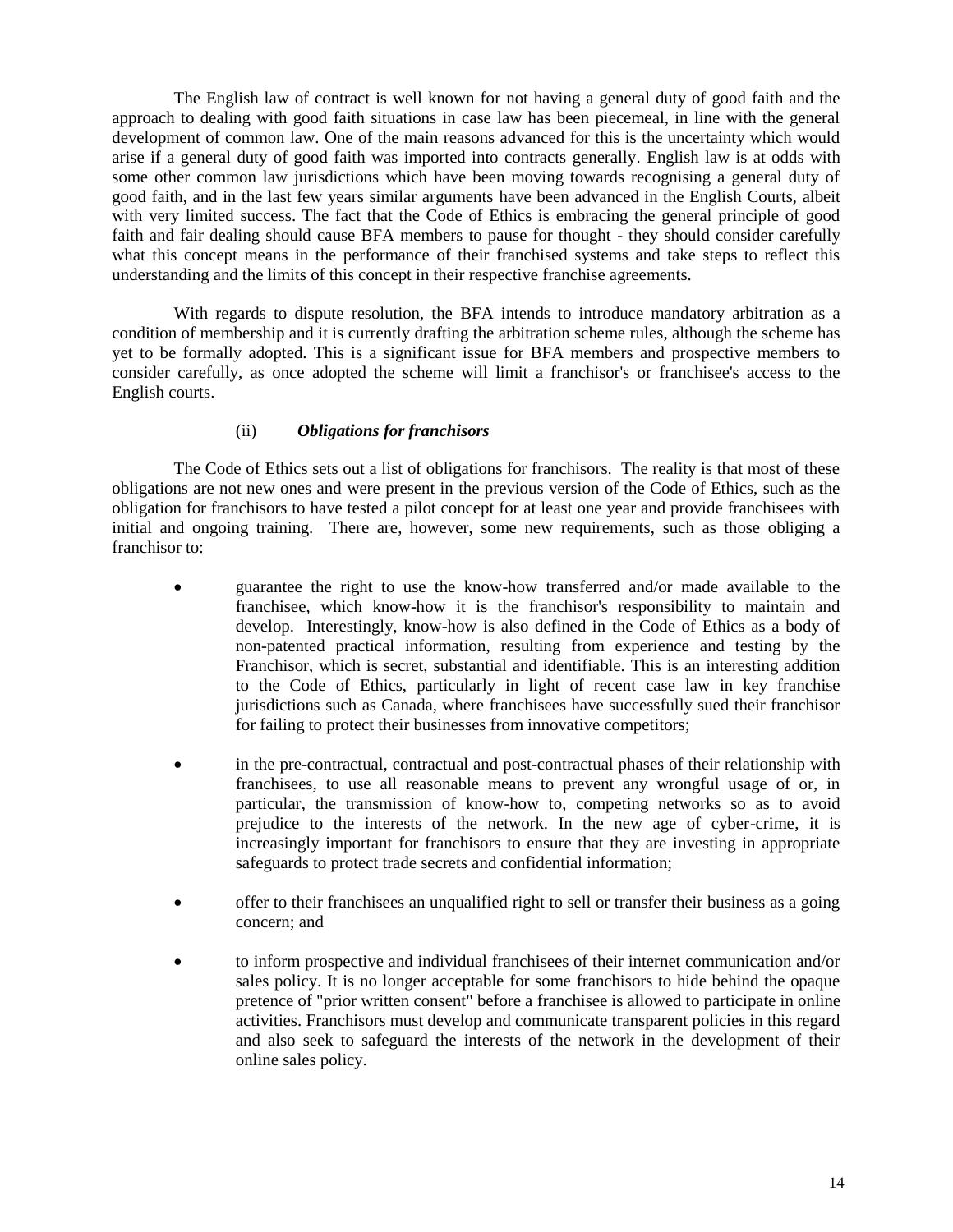The English law of contract is well known for not having a general duty of good faith and the approach to dealing with good faith situations in case law has been piecemeal, in line with the general development of common law. One of the main reasons advanced for this is the uncertainty which would arise if a general duty of good faith was imported into contracts generally. English law is at odds with some other common law jurisdictions which have been moving towards recognising a general duty of good faith, and in the last few years similar arguments have been advanced in the English Courts, albeit with very limited success. The fact that the Code of Ethics is embracing the general principle of good faith and fair dealing should cause BFA members to pause for thought - they should consider carefully what this concept means in the performance of their franchised systems and take steps to reflect this understanding and the limits of this concept in their respective franchise agreements.

With regards to dispute resolution, the BFA intends to introduce mandatory arbitration as a condition of membership and it is currently drafting the arbitration scheme rules, although the scheme has yet to be formally adopted. This is a significant issue for BFA members and prospective members to consider carefully, as once adopted the scheme will limit a franchisor's or franchisee's access to the English courts.

### (ii) *Obligations for franchisors*

The Code of Ethics sets out a list of obligations for franchisors. The reality is that most of these obligations are not new ones and were present in the previous version of the Code of Ethics, such as the obligation for franchisors to have tested a pilot concept for at least one year and provide franchisees with initial and ongoing training. There are, however, some new requirements, such as those obliging a franchisor to:

- guarantee the right to use the know-how transferred and/or made available to the franchisee, which know-how it is the franchisor's responsibility to maintain and develop. Interestingly, know-how is also defined in the Code of Ethics as a body of non-patented practical information, resulting from experience and testing by the Franchisor, which is secret, substantial and identifiable. This is an interesting addition to the Code of Ethics, particularly in light of recent case law in key franchise jurisdictions such as Canada, where franchisees have successfully sued their franchisor for failing to protect their businesses from innovative competitors;

- in the pre-contractual, contractual and post-contractual phases of their relationship with franchisees, to use all reasonable means to prevent any wrongful usage of or, in particular, the transmission of know-how to, competing networks so as to avoid prejudice to the interests of the network. In the new age of cyber-crime, it is increasingly important for franchisors to ensure that they are investing in appropriate safeguards to protect trade secrets and confidential information;

- offer to their franchisees an unqualified right to sell or transfer their business as a going concern; and

- to inform prospective and individual franchisees of their internet communication and/or sales policy. It is no longer acceptable for some franchisors to hide behind the opaque pretence of "prior written consent" before a franchisee is allowed to participate in online activities. Franchisors must develop and communicate transparent policies in this regard and also seek to safeguard the interests of the network in the development of their online sales policy.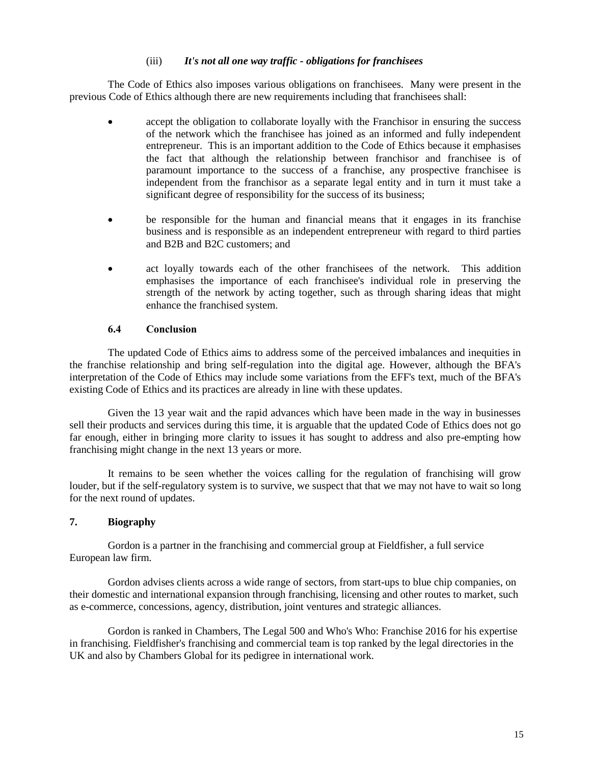(iii) ***It's not all one way traffic - obligations for franchisees***

The Code of Ethics also imposes various obligations on franchisees. Many were present in the previous Code of Ethics although there are new requirements including that franchisees shall:

- accept the obligation to collaborate loyally with the Franchisor in ensuring the success of the network which the franchisee has joined as an informed and fully independent entrepreneur. This is an important addition to the Code of Ethics because it emphasises the fact that although the relationship between franchisor and franchisee is of paramount importance to the success of a franchise, any prospective franchisee is independent from the franchisor as a separate legal entity and in turn it must take a significant degree of responsibility for the success of its business;

- be responsible for the human and financial means that it engages in its franchise business and is responsible as an independent entrepreneur with regard to third parties and B2B and B2C customers; and

- act loyally towards each of the other franchisees of the network. This addition emphasises the importance of each franchisee's individual role in preserving the strength of the network by acting together, such as through sharing ideas that might enhance the franchised system.

### 6.4 Conclusion

The updated Code of Ethics aims to address some of the perceived imbalances and inequities in the franchise relationship and bring self-regulation into the digital age. However, although the BFA's interpretation of the Code of Ethics may include some variations from the EFF's text, much of the BFA's existing Code of Ethics and its practices are already in line with these updates.

Given the 13 year wait and the rapid advances which have been made in the way in businesses sell their products and services during this time, it is arguable that the updated Code of Ethics does not go far enough, either in bringing more clarity to issues it has sought to address and also pre-empting how franchising might change in the next 13 years or more.

It remains to be seen whether the voices calling for the regulation of franchising will grow louder, but if the self-regulatory system is to survive, we suspect that that we may not have to wait so long for the next round of updates.

## 7. Biography

Gordon is a partner in the franchising and commercial group at Fieldfisher, a full service European law firm.

Gordon advises clients across a wide range of sectors, from start-ups to blue chip companies, on their domestic and international expansion through franchising, licensing and other routes to market, such as e-commerce, concessions, agency, distribution, joint ventures and strategic alliances.

Gordon is ranked in Chambers, The Legal 500 and Who's Who: Franchise 2016 for his expertise in franchising. Fieldfisher's franchising and commercial team is top ranked by the legal directories in the UK and also by Chambers Global for its pedigree in international work.